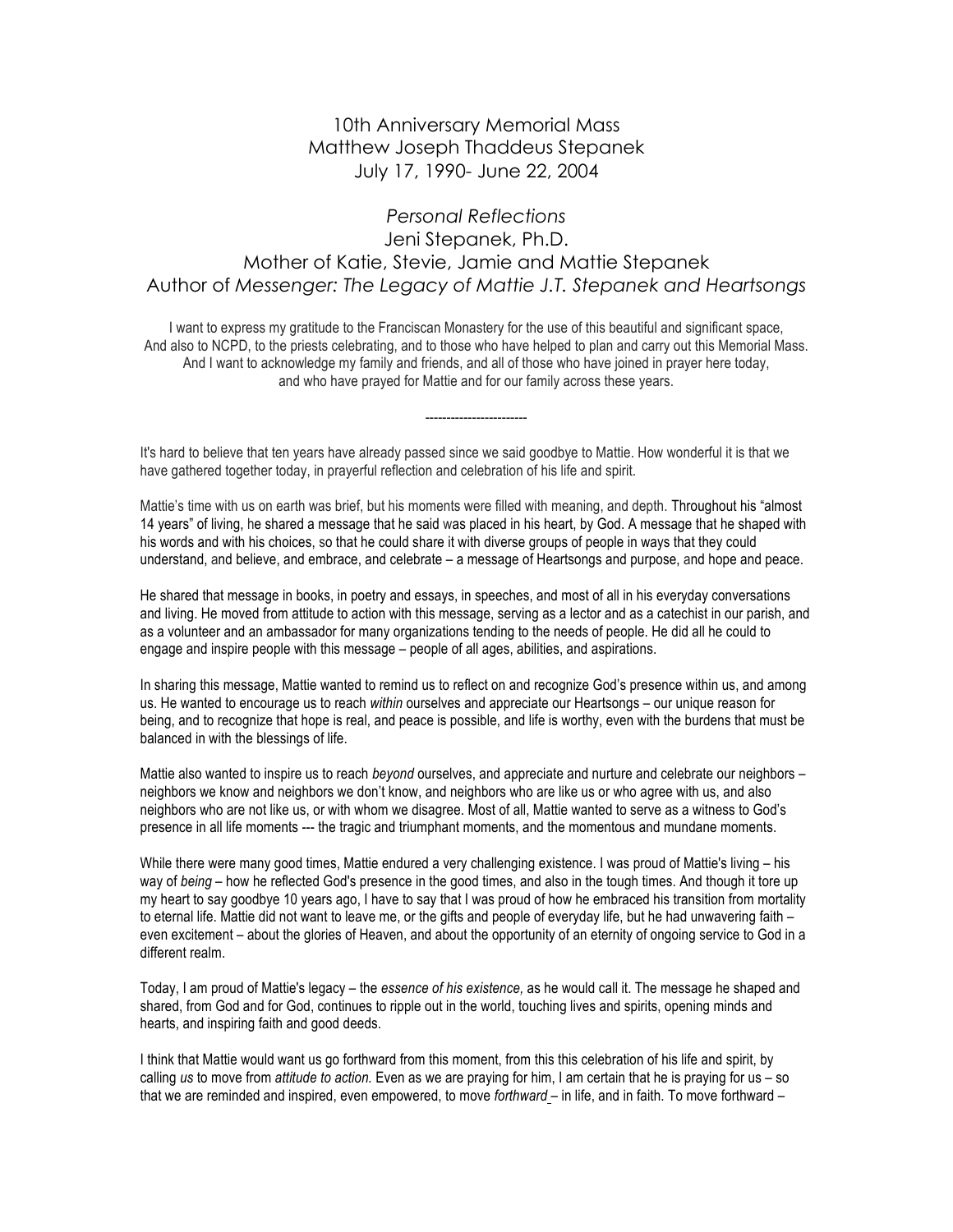# 10th Anniversary Memorial Mass
# Matthew Joseph Thaddeus Stepanek
# July 17, 1990- June 22, 2004

## *Personal Reflections*
## Jeni Stepanek, Ph.D.
## Mother of Katie, Stevie, Jamie and Mattie Stepanek
## Author of *Messenger: The Legacy of Mattie J.T. Stepanek and Heartsongs*

I want to express my gratitude to the Franciscan Monastery for the use of this beautiful and significant space,
And also to NCPD, to the priests celebrating, and to those who have helped to plan and carry out this Memorial Mass.
And I want to acknowledge my family and friends, and all of those who have joined in prayer here today,
and who have prayed for Mattie and for our family across these years.

------------------------

It's hard to believe that ten years have already passed since we said goodbye to Mattie. How wonderful it is that we have gathered together today, in prayerful reflection and celebration of his life and spirit.

Mattie's time with us on earth was brief, but his moments were filled with meaning, and depth. Throughout his "almost 14 years" of living, he shared a message that he said was placed in his heart, by God. A message that he shaped with his words and with his choices, so that he could share it with diverse groups of people in ways that they could understand, and believe, and embrace, and celebrate – a message of Heartsongs and purpose, and hope and peace.

He shared that message in books, in poetry and essays, in speeches, and most of all in his everyday conversations and living. He moved from attitude to action with this message, serving as a lector and as a catechist in our parish, and as a volunteer and an ambassador for many organizations tending to the needs of people. He did all he could to engage and inspire people with this message – people of all ages, abilities, and aspirations.

In sharing this message, Mattie wanted to remind us to reflect on and recognize God's presence within us, and among us. He wanted to encourage us to reach *within* ourselves and appreciate our Heartsongs – our unique reason for being, and to recognize that hope is real, and peace is possible, and life is worthy, even with the burdens that must be balanced in with the blessings of life.

Mattie also wanted to inspire us to reach *beyond* ourselves, and appreciate and nurture and celebrate our neighbors – neighbors we know and neighbors we don't know, and neighbors who are like us or who agree with us, and also neighbors who are not like us, or with whom we disagree. Most of all, Mattie wanted to serve as a witness to God's presence in all life moments --- the tragic and triumphant moments, and the momentous and mundane moments.

While there were many good times, Mattie endured a very challenging existence. I was proud of Mattie's living – his way of *being* – how he reflected God's presence in the good times, and also in the tough times. And though it tore up my heart to say goodbye 10 years ago, I have to say that I was proud of how he embraced his transition from mortality to eternal life. Mattie did not want to leave me, or the gifts and people of everyday life, but he had unwavering faith – even excitement – about the glories of Heaven, and about the opportunity of an eternity of ongoing service to God in a different realm.

Today, I am proud of Mattie's legacy – the *essence of his existence,* as he would call it. The message he shaped and shared, from God and for God, continues to ripple out in the world, touching lives and spirits, opening minds and hearts, and inspiring faith and good deeds.

I think that Mattie would want us go forthward from this moment, from this this celebration of his life and spirit, by calling *us* to move from *attitude to action.* Even as we are praying for him, I am certain that he is praying for us – so that we are reminded and inspired, even empowered, to move *forthward* – in life, and in faith. To move forthward –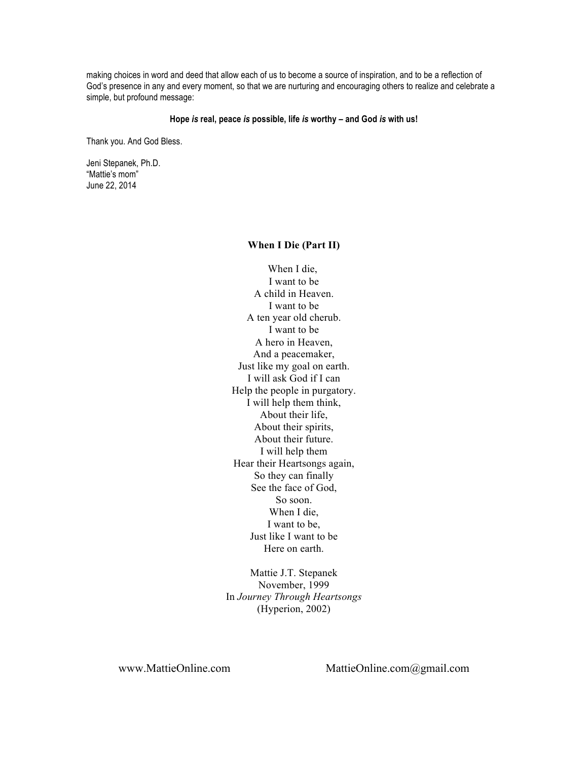making choices in word and deed that allow each of us to become a source of inspiration, and to be a reflection of God's presence in any and every moment, so that we are nurturing and encouraging others to realize and celebrate a simple, but profound message:

**Hope *is* real, peace *is* possible, life *is* worthy – and God *is* with us!**

Thank you. And God Bless.

Jeni Stepanek, Ph.D.
"Mattie's mom"
June 22, 2014

### When I Die (Part II)

When I die,
I want to be
A child in Heaven.
I want to be
A ten year old cherub.
I want to be
A hero in Heaven,
And a peacemaker,
Just like my goal on earth.
I will ask God if I can
Help the people in purgatory.
I will help them think,
About their life,
About their spirits,
About their future.
I will help them
Hear their Heartsongs again,
So they can finally
See the face of God,
So soon.
When I die,
I want to be,
Just like I want to be
Here on earth.

Mattie J.T. Stepanek
November, 1999
In *Journey Through Heartsongs*
(Hyperion, 2002)

www.MattieOnline.com MattieOnline.com@gmail.com